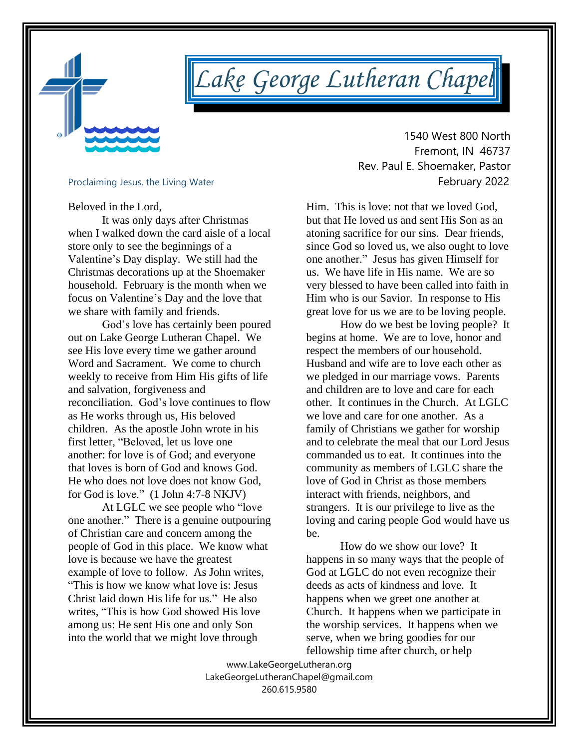# Lake George Lutheran Chapel

1540 West 800 North
Fremont, IN 46737
Rev. Paul E. Shoemaker, Pastor
February 2022

Proclaiming Jesus, the Living Water

Beloved in the Lord,

It was only days after Christmas when I walked down the card aisle of a local store only to see the beginnings of a Valentine's Day display. We still had the Christmas decorations up at the Shoemaker household. February is the month when we focus on Valentine's Day and the love that we share with family and friends.

God's love has certainly been poured out on Lake George Lutheran Chapel. We see His love every time we gather around Word and Sacrament. We come to church weekly to receive from Him His gifts of life and salvation, forgiveness and reconciliation. God's love continues to flow as He works through us, His beloved children. As the apostle John wrote in his first letter, "Beloved, let us love one another: for love is of God; and everyone that loves is born of God and knows God. He who does not love does not know God, for God is love." (1 John 4:7-8 NKJV)

At LGLC we see people who "love one another." There is a genuine outpouring of Christian care and concern among the people of God in this place. We know what love is because we have the greatest example of love to follow. As John writes, "This is how we know what love is: Jesus Christ laid down His life for us." He also writes, "This is how God showed His love among us: He sent His one and only Son into the world that we might love through Him. This is love: not that we loved God, but that He loved us and sent His Son as an atoning sacrifice for our sins. Dear friends, since God so loved us, we also ought to love one another." Jesus has given Himself for us. We have life in His name. We are so very blessed to have been called into faith in Him who is our Savior. In response to His great love for us we are to be loving people.

How do we best be loving people? It begins at home. We are to love, honor and respect the members of our household. Husband and wife are to love each other as we pledged in our marriage vows. Parents and children are to love and care for each other. It continues in the Church. At LGLC we love and care for one another. As a family of Christians we gather for worship and to celebrate the meal that our Lord Jesus commanded us to eat. It continues into the community as members of LGLC share the love of God in Christ as those members interact with friends, neighbors, and strangers. It is our privilege to live as the loving and caring people God would have us be.

How do we show our love? It happens in so many ways that the people of God at LGLC do not even recognize their deeds as acts of kindness and love. It happens when we greet one another at Church. It happens when we participate in the worship services. It happens when we serve, when we bring goodies for our fellowship time after church, or help

www.LakeGeorgeLutheran.org
LakeGeorgeLutheranChapel@gmail.com
260.615.9580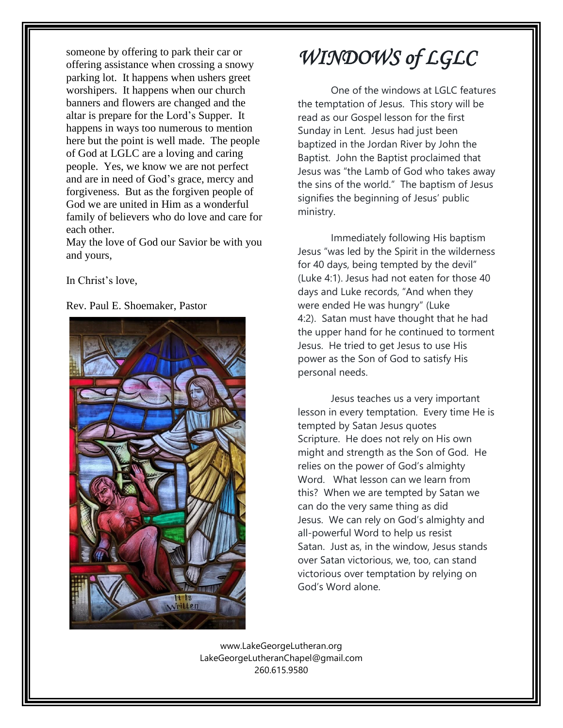someone by offering to park their car or offering assistance when crossing a snowy parking lot. It happens when ushers greet worshipers. It happens when our church banners and flowers are changed and the altar is prepare for the Lord's Supper. It happens in ways too numerous to mention here but the point is well made. The people of God at LGLC are a loving and caring people. Yes, we know we are not perfect and are in need of God's grace, mercy and forgiveness. But as the forgiven people of God we are united in Him as a wonderful family of believers who do love and care for each other.

May the love of God our Savior be with you and yours,

In Christ's love,

Rev. Paul E. Shoemaker, Pastor

# *WINDOWS of LGLC*

One of the windows at LGLC features the temptation of Jesus. This story will be read as our Gospel lesson for the first Sunday in Lent. Jesus had just been baptized in the Jordan River by John the Baptist. John the Baptist proclaimed that Jesus was "the Lamb of God who takes away the sins of the world." The baptism of Jesus signifies the beginning of Jesus' public ministry.

Immediately following His baptism Jesus "was led by the Spirit in the wilderness for 40 days, being tempted by the devil" (Luke 4:1). Jesus had not eaten for those 40 days and Luke records, "And when they were ended He was hungry" (Luke 4:2). Satan must have thought that he had the upper hand for he continued to torment Jesus. He tried to get Jesus to use His power as the Son of God to satisfy His personal needs.

Jesus teaches us a very important lesson in every temptation. Every time He is tempted by Satan Jesus quotes Scripture. He does not rely on His own might and strength as the Son of God. He relies on the power of God's almighty Word. What lesson can we learn from this? When we are tempted by Satan we can do the very same thing as did Jesus. We can rely on God's almighty and all-powerful Word to help us resist Satan. Just as, in the window, Jesus stands over Satan victorious, we, too, can stand victorious over temptation by relying on God's Word alone.

www.LakeGeorgeLutheran.org
LakeGeorgeLutheranChapel@gmail.com
260.615.9580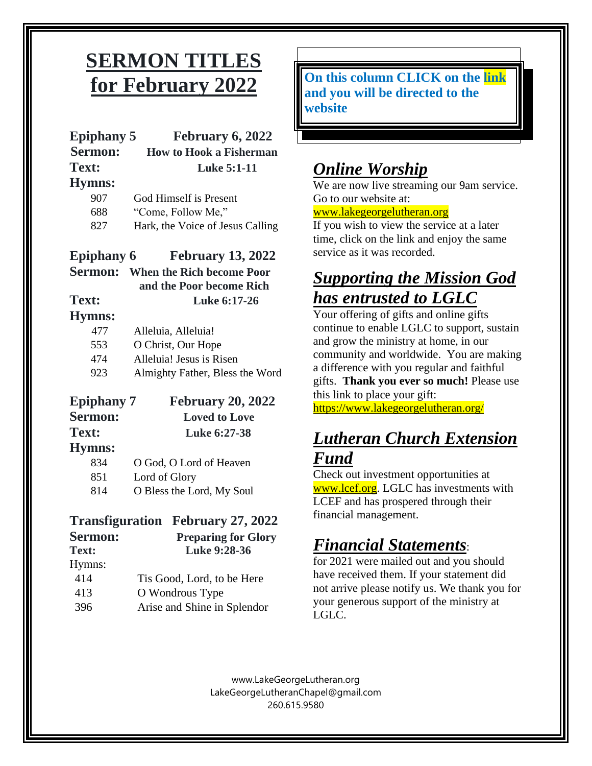# SERMON TITLES for February 2022

**Epiphany 5** **February 6, 2022**
**Sermon:** **How to Hook a Fisherman**
**Text:** **Luke 5:1-11**
**Hymns:**

| | |
|---|---|
| 907 | God Himself is Present |
| 688 | "Come, Follow Me," |
| 827 | Hark, the Voice of Jesus Calling |

**Epiphany 6** **February 13, 2022**
**Sermon:** **When the Rich become Poor and the Poor become Rich**
**Text:** **Luke 6:17-26**
**Hymns:**

| | |
|---|---|
| 477 | Alleluia, Alleluia! |
| 553 | O Christ, Our Hope |
| 474 | Alleluia! Jesus is Risen |
| 923 | Almighty Father, Bless the Word |

**Epiphany 7** **February 20, 2022**
**Sermon:** **Loved to Love**
**Text:** **Luke 6:27-38**
**Hymns:**

| | |
|---|---|
| 834 | O God, O Lord of Heaven |
| 851 | Lord of Glory |
| 814 | O Bless the Lord, My Soul |

**Transfiguration** **February 27, 2022**
**Sermon:** **Preparing for Glory**
**Text:** **Luke 9:28-36**
Hymns:

| | |
|---|---|
| 414 | Tis Good, Lord, to be Here |
| 413 | O Wondrous Type |
| 396 | Arise and Shine in Splendor |

**On this column CLICK on the link and you will be directed to the website**

## ***Online Worship***

We are now live streaming our 9am service. Go to our website at:
www.lakegeorgelutheran.org
If you wish to view the service at a later time, click on the link and enjoy the same service as it was recorded.

## ***Supporting the Mission God has entrusted to LGLC***

Your offering of gifts and online gifts continue to enable LGLC to support, sustain and grow the ministry at home, in our community and worldwide. You are making a difference with you regular and faithful gifts. **Thank you ever so much!** Please use this link to place your gift:
https://www.lakegeorgelutheran.org/

## ***Lutheran Church Extension Fund***

Check out investment opportunities at www.lcef.org. LGLC has investments with LCEF and has prospered through their financial management.

## ***Financial Statements***:

for 2021 were mailed out and you should have received them. If your statement did not arrive please notify us. We thank you for your generous support of the ministry at LGLC.

www.LakeGeorgeLutheran.org
LakeGeorgeLutheranChapel@gmail.com
260.615.9580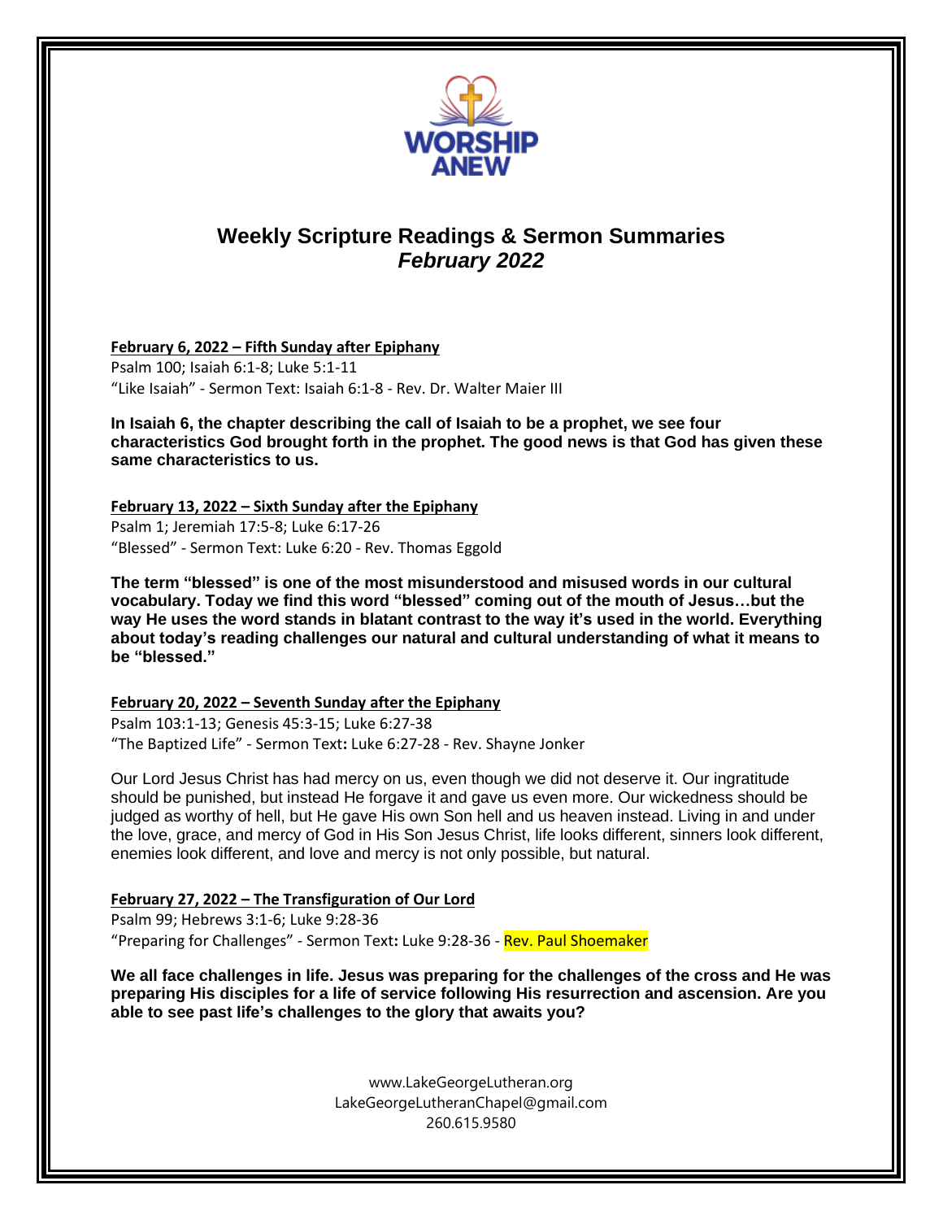WORSHIP ANEW

# Weekly Scripture Readings & Sermon Summaries
## *February 2022*

**February 6, 2022 – Fifth Sunday after Epiphany**
Psalm 100; Isaiah 6:1-8; Luke 5:1-11
"Like Isaiah" - Sermon Text: Isaiah 6:1-8 - Rev. Dr. Walter Maier III

**In Isaiah 6, the chapter describing the call of Isaiah to be a prophet, we see four characteristics God brought forth in the prophet. The good news is that God has given these same characteristics to us.**

**February 13, 2022 – Sixth Sunday after the Epiphany**
Psalm 1; Jeremiah 17:5-8; Luke 6:17-26
"Blessed" - Sermon Text: Luke 6:20 - Rev. Thomas Eggold

**The term "blessed" is one of the most misunderstood and misused words in our cultural vocabulary. Today we find this word "blessed" coming out of the mouth of Jesus…but the way He uses the word stands in blatant contrast to the way it's used in the world. Everything about today's reading challenges our natural and cultural understanding of what it means to be "blessed."**

**February 20, 2022 – Seventh Sunday after the Epiphany**
Psalm 103:1-13; Genesis 45:3-15; Luke 6:27-38
"The Baptized Life" - Sermon Text**:** Luke 6:27-28 - Rev. Shayne Jonker

Our Lord Jesus Christ has had mercy on us, even though we did not deserve it. Our ingratitude should be punished, but instead He forgave it and gave us even more. Our wickedness should be judged as worthy of hell, but He gave His own Son hell and us heaven instead. Living in and under the love, grace, and mercy of God in His Son Jesus Christ, life looks different, sinners look different, enemies look different, and love and mercy is not only possible, but natural.

**February 27, 2022 – The Transfiguration of Our Lord**
Psalm 99; Hebrews 3:1-6; Luke 9:28-36
"Preparing for Challenges" - Sermon Text**:** Luke 9:28-36 - Rev. Paul Shoemaker

**We all face challenges in life. Jesus was preparing for the challenges of the cross and He was preparing His disciples for a life of service following His resurrection and ascension. Are you able to see past life's challenges to the glory that awaits you?**

www.LakeGeorgeLutheran.org
LakeGeorgeLutheranChapel@gmail.com
260.615.9580